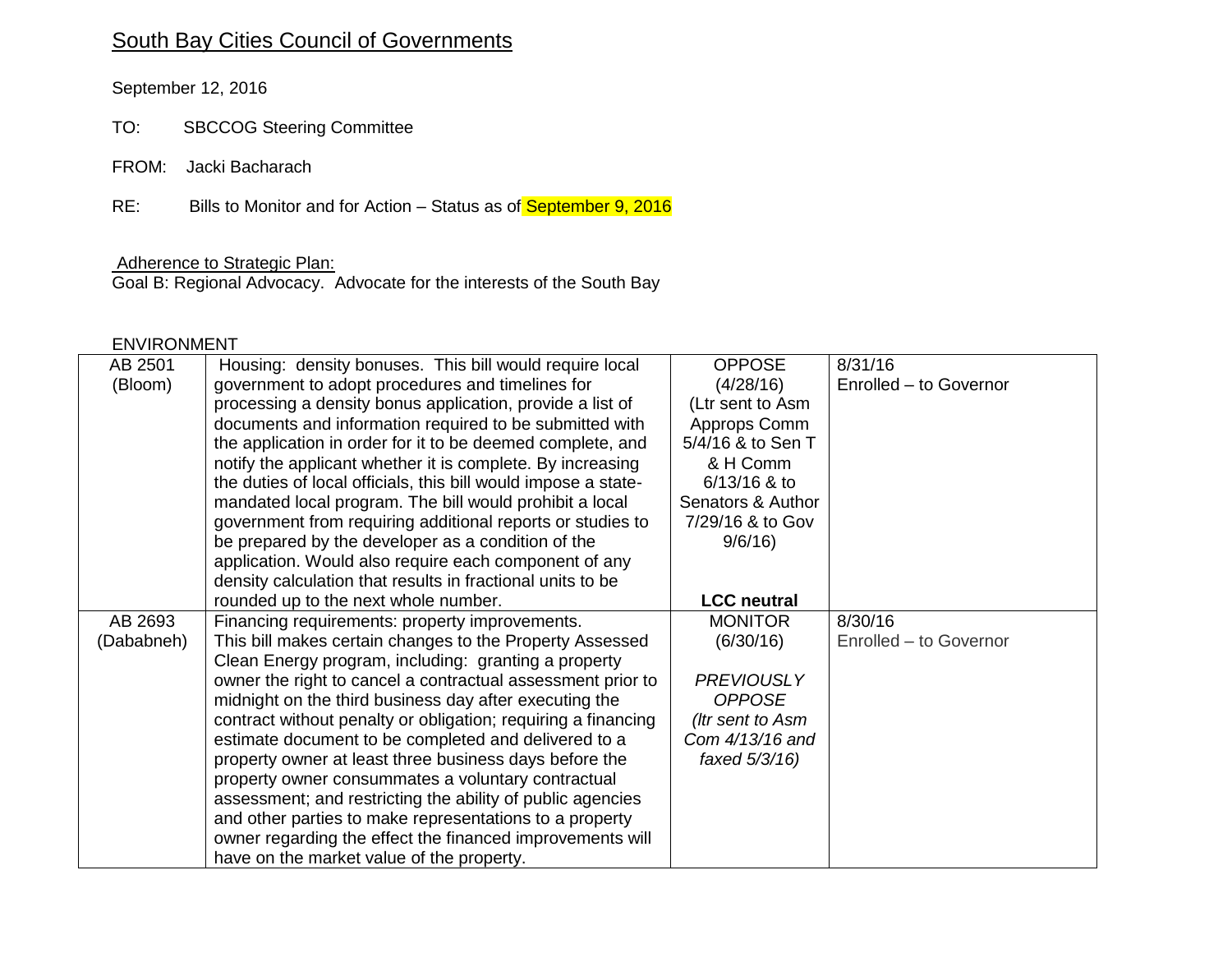# South Bay Cities Council of Governments

September 12, 2016

TO: SBCCOG Steering Committee

FROM: Jacki Bacharach

RE: Bills to Monitor and for Action – Status as of September 9, 2016

Adherence to Strategic Plan:
Goal B: Regional Advocacy. Advocate for the interests of the South Bay

ENVIRONMENT

| | | | |
|---|---|---|---|
| AB 2501 (Bloom) | Housing: density bonuses. This bill would require local government to adopt procedures and timelines for processing a density bonus application, provide a list of documents and information required to be submitted with the application in order for it to be deemed complete, and notify the applicant whether it is complete. By increasing the duties of local officials, this bill would impose a state-mandated local program. The bill would prohibit a local government from requiring additional reports or studies to be prepared by the developer as a condition of the application. Would also require each component of any density calculation that results in fractional units to be rounded up to the next whole number. | OPPOSE (4/28/16) (Ltr sent to Asm Approps Comm 5/4/16 & to Sen T & H Comm 6/13/16 & to Senators & Author 7/29/16 & to Gov 9/6/16) **LCC neutral** | 8/31/16 Enrolled – to Governor |
| AB 2693 (Dababneh) | Financing requirements: property improvements. This bill makes certain changes to the Property Assessed Clean Energy program, including: granting a property owner the right to cancel a contractual assessment prior to midnight on the third business day after executing the contract without penalty or obligation; requiring a financing estimate document to be completed and delivered to a property owner at least three business days before the property owner consummates a voluntary contractual assessment; and restricting the ability of public agencies and other parties to make representations to a property owner regarding the effect the financed improvements will have on the market value of the property. | MONITOR (6/30/16) *PREVIOUSLY OPPOSE (ltr sent to Asm Com 4/13/16 and faxed 5/3/16)* | 8/30/16 Enrolled – to Governor |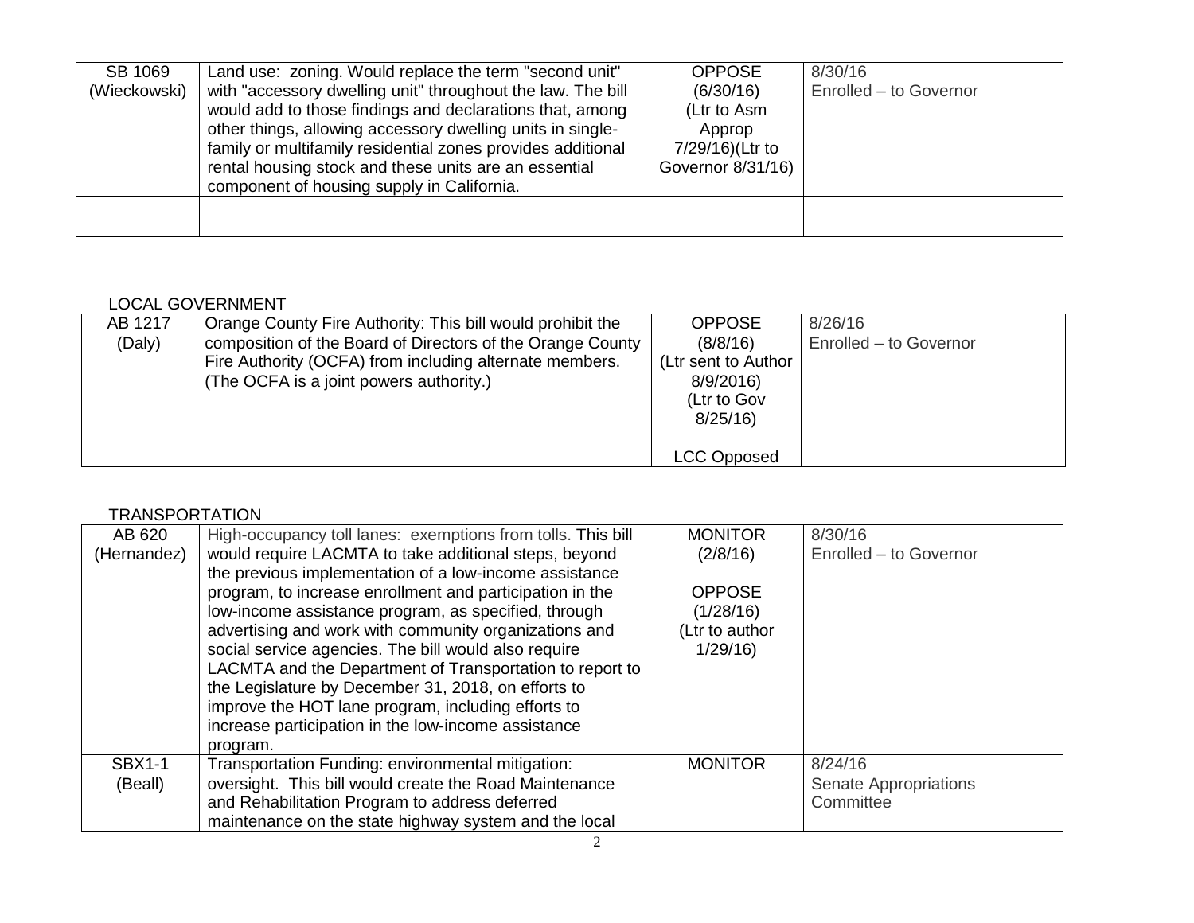| SB 1069 (Wieckowski) | Land use: zoning. Would replace the term "second unit" with "accessory dwelling unit" throughout the law. The bill would add to those findings and declarations that, among other things, allowing accessory dwelling units in single-family or multifamily residential zones provides additional rental housing stock and these units are an essential component of housing supply in California. | OPPOSE (6/30/16) (Ltr to Asm Approp 7/29/16)(Ltr to Governor 8/31/16) | 8/30/16 Enrolled – to Governor |
|---|---|---|---|
| | | | |

LOCAL GOVERNMENT

| AB 1217 (Daly) | Orange County Fire Authority: This bill would prohibit the composition of the Board of Directors of the Orange County Fire Authority (OCFA) from including alternate members. (The OCFA is a joint powers authority.) | OPPOSE (8/8/16) (Ltr sent to Author 8/9/2016) (Ltr to Gov 8/25/16) LCC Opposed | 8/26/16 Enrolled – to Governor |
|---|---|---|---|

TRANSPORTATION

| AB 620 (Hernandez) | High-occupancy toll lanes: exemptions from tolls. This bill would require LACMTA to take additional steps, beyond the previous implementation of a low-income assistance program, to increase enrollment and participation in the low-income assistance program, as specified, through advertising and work with community organizations and social service agencies. The bill would also require LACMTA and the Department of Transportation to report to the Legislature by December 31, 2018, on efforts to improve the HOT lane program, including efforts to increase participation in the low-income assistance program. | MONITOR (2/8/16) OPPOSE (1/28/16) (Ltr to author 1/29/16) | 8/30/16 Enrolled – to Governor |
|---|---|---|---|
| SBX1-1 (Beall) | Transportation Funding: environmental mitigation: oversight. This bill would create the Road Maintenance and Rehabilitation Program to address deferred maintenance on the state highway system and the local | MONITOR | 8/24/16 Senate Appropriations Committee |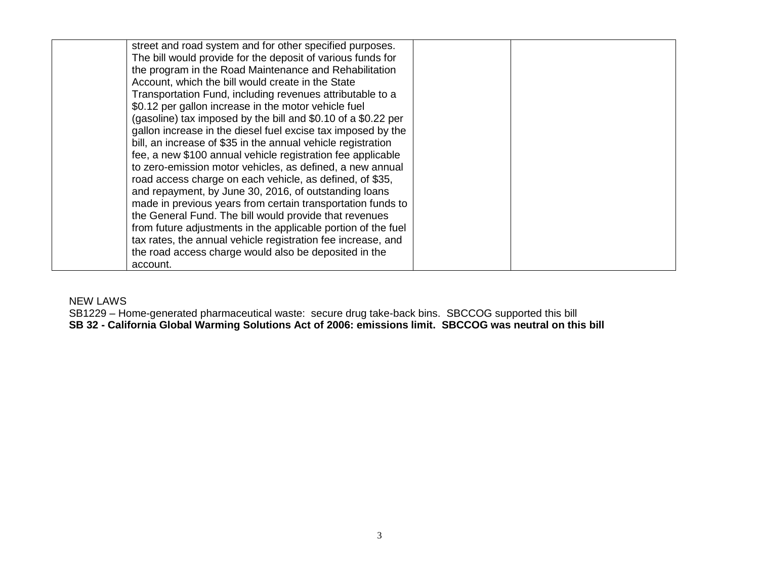| | | | |
|---|---|---|---|
| | street and road system and for other specified purposes. The bill would provide for the deposit of various funds for the program in the Road Maintenance and Rehabilitation Account, which the bill would create in the State Transportation Fund, including revenues attributable to a $0.12 per gallon increase in the motor vehicle fuel (gasoline) tax imposed by the bill and $0.10 of a $0.22 per gallon increase in the diesel fuel excise tax imposed by the bill, an increase of $35 in the annual vehicle registration fee, a new $100 annual vehicle registration fee applicable to zero-emission motor vehicles, as defined, a new annual road access charge on each vehicle, as defined, of $35, and repayment, by June 30, 2016, of outstanding loans made in previous years from certain transportation funds to the General Fund. The bill would provide that revenues from future adjustments in the applicable portion of the fuel tax rates, the annual vehicle registration fee increase, and the road access charge would also be deposited in the account. | | |

NEW LAWS

SB1229 – Home-generated pharmaceutical waste: secure drug take-back bins. SBCCOG supported this bill

**SB 32 - California Global Warming Solutions Act of 2006: emissions limit. SBCCOG was neutral on this bill**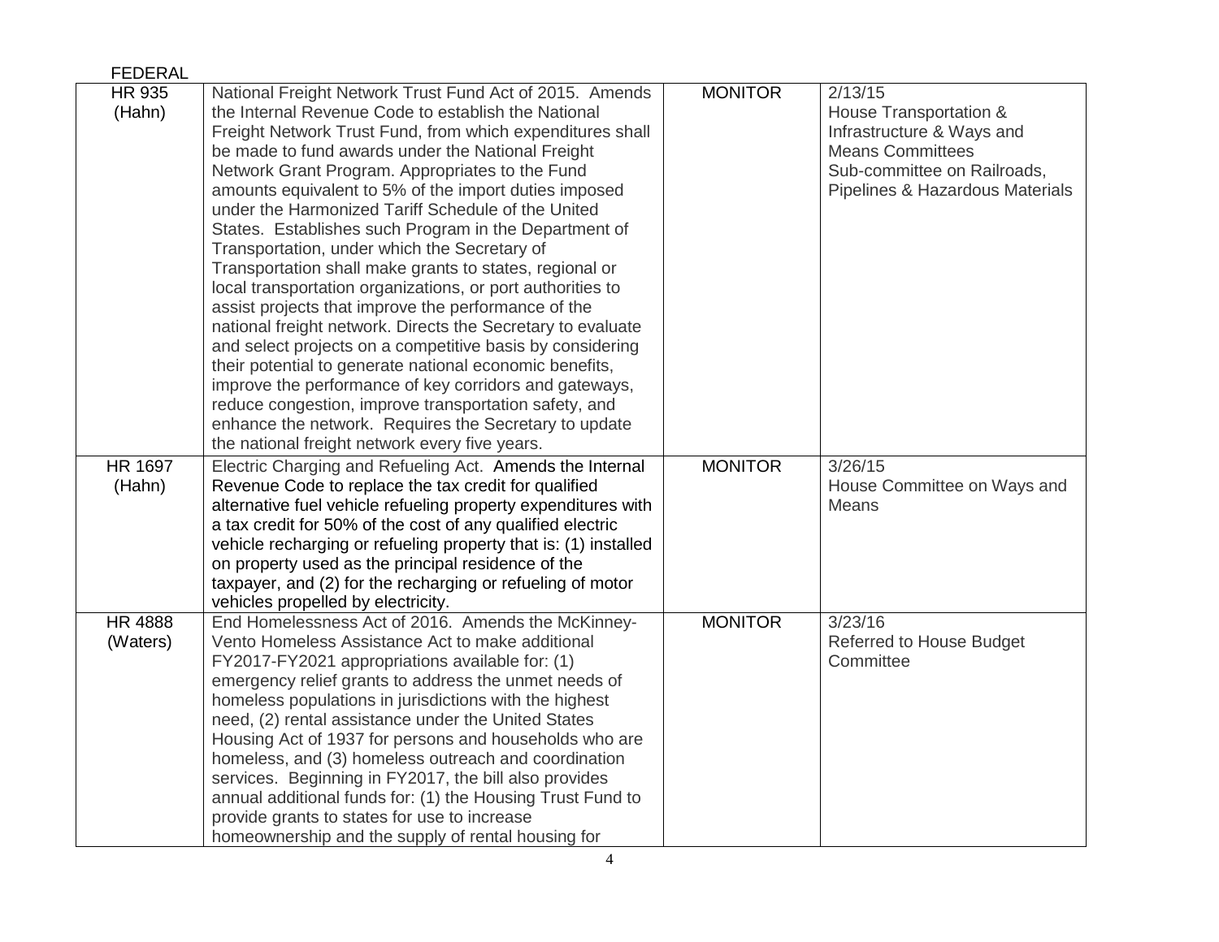FEDERAL

| | | | |
|---|---|---|---|
| HR 935 (Hahn) | National Freight Network Trust Fund Act of 2015. Amends the Internal Revenue Code to establish the National Freight Network Trust Fund, from which expenditures shall be made to fund awards under the National Freight Network Grant Program. Appropriates to the Fund amounts equivalent to 5% of the import duties imposed under the Harmonized Tariff Schedule of the United States. Establishes such Program in the Department of Transportation, under which the Secretary of Transportation shall make grants to states, regional or local transportation organizations, or port authorities to assist projects that improve the performance of the national freight network. Directs the Secretary to evaluate and select projects on a competitive basis by considering their potential to generate national economic benefits, improve the performance of key corridors and gateways, reduce congestion, improve transportation safety, and enhance the network. Requires the Secretary to update the national freight network every five years. | MONITOR | 2/13/15<br>House Transportation & Infrastructure & Ways and Means Committees<br>Sub-committee on Railroads, Pipelines & Hazardous Materials |
| HR 1697 (Hahn) | Electric Charging and Refueling Act. Amends the Internal Revenue Code to replace the tax credit for qualified alternative fuel vehicle refueling property expenditures with a tax credit for 50% of the cost of any qualified electric vehicle recharging or refueling property that is: (1) installed on property used as the principal residence of the taxpayer, and (2) for the recharging or refueling of motor vehicles propelled by electricity. | MONITOR | 3/26/15<br>House Committee on Ways and Means |
| HR 4888 (Waters) | End Homelessness Act of 2016. Amends the McKinney-Vento Homeless Assistance Act to make additional FY2017-FY2021 appropriations available for: (1) emergency relief grants to address the unmet needs of homeless populations in jurisdictions with the highest need, (2) rental assistance under the United States Housing Act of 1937 for persons and households who are homeless, and (3) homeless outreach and coordination services. Beginning in FY2017, the bill also provides annual additional funds for: (1) the Housing Trust Fund to provide grants to states for use to increase homeownership and the supply of rental housing for | MONITOR | 3/23/16<br>Referred to House Budget Committee |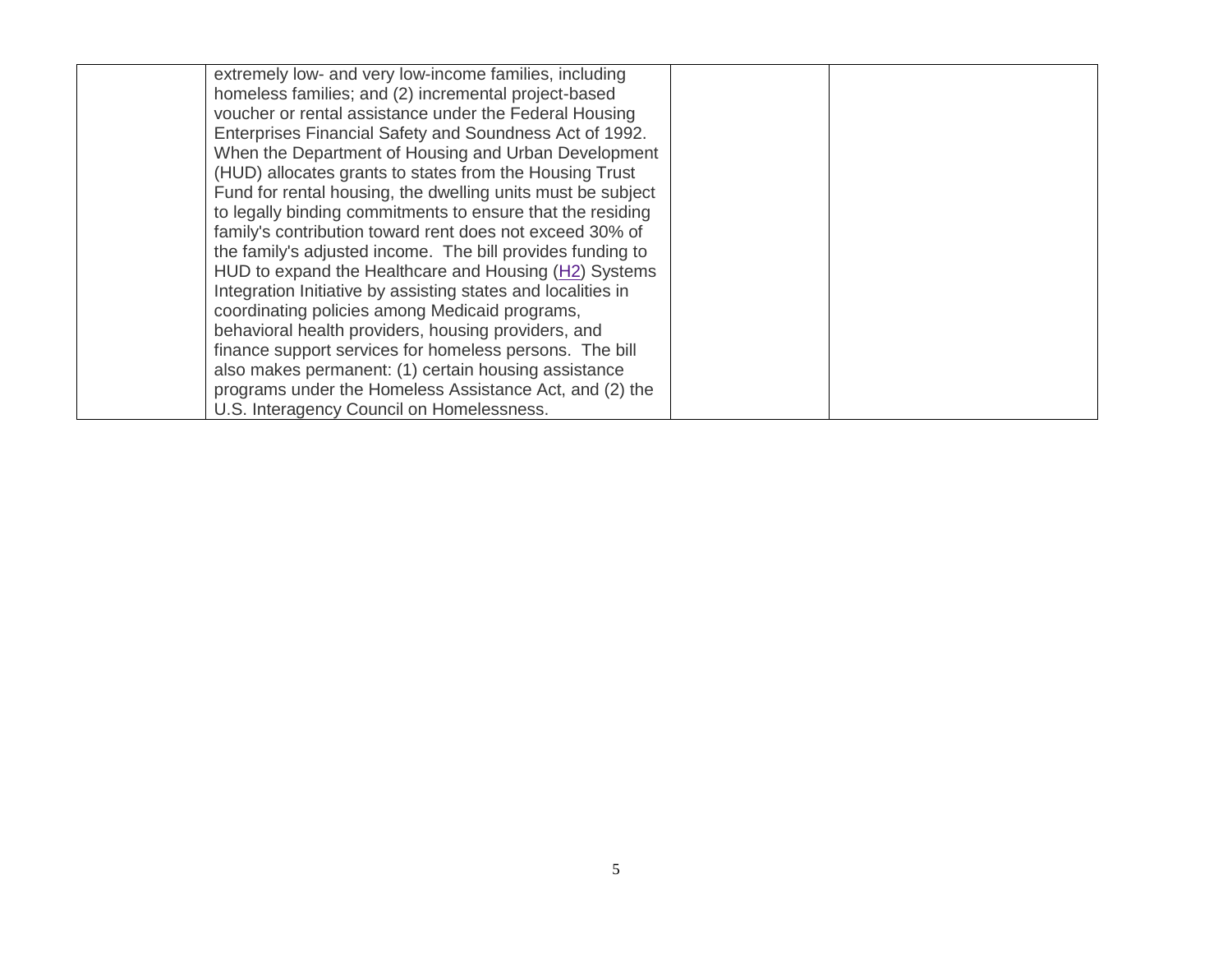|  | extremely low- and very low-income families, including homeless families; and (2) incremental project-based voucher or rental assistance under the Federal Housing Enterprises Financial Safety and Soundness Act of 1992. When the Department of Housing and Urban Development (HUD) allocates grants to states from the Housing Trust Fund for rental housing, the dwelling units must be subject to legally binding commitments to ensure that the residing family's contribution toward rent does not exceed 30% of the family's adjusted income. The bill provides funding to HUD to expand the Healthcare and Housing (H2) Systems Integration Initiative by assisting states and localities in coordinating policies among Medicaid programs, behavioral health providers, housing providers, and finance support services for homeless persons. The bill also makes permanent: (1) certain housing assistance programs under the Homeless Assistance Act, and (2) the U.S. Interagency Council on Homelessness. |  |  |
|---|---|---|---|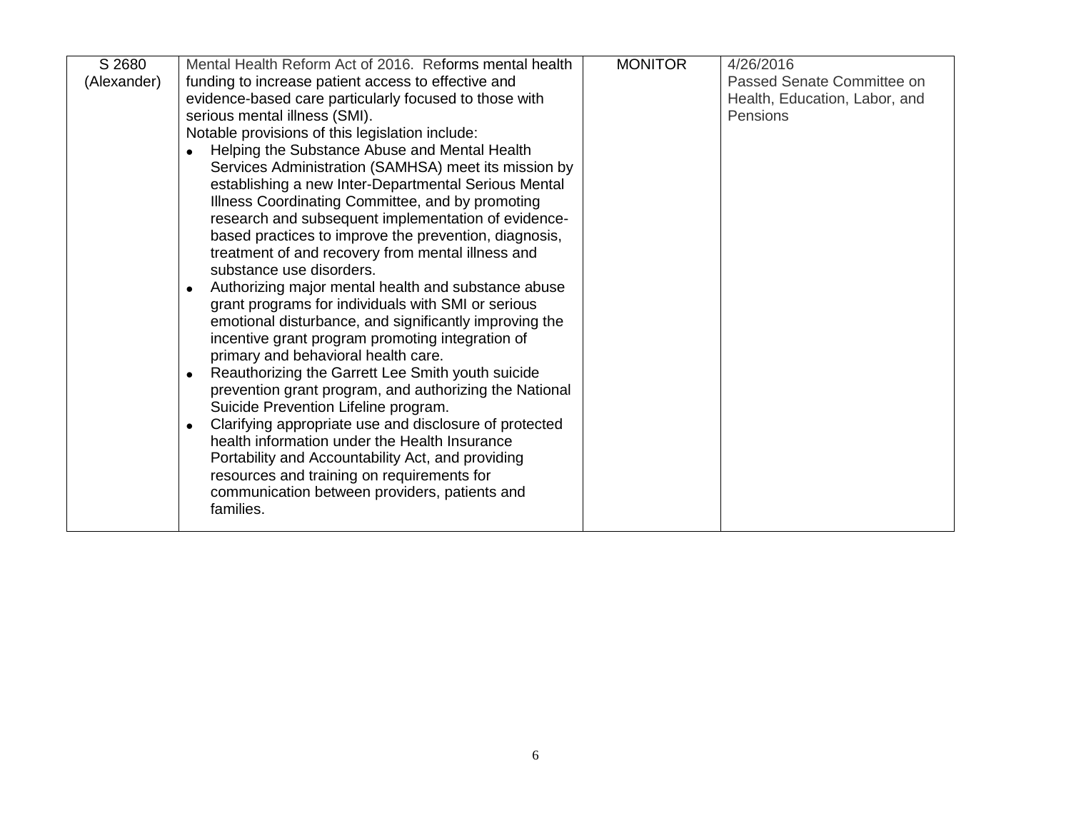| | | | |
|---|---|---|---|
| S 2680 (Alexander) | Mental Health Reform Act of 2016. Reforms mental health funding to increase patient access to effective and evidence-based care particularly focused to those with serious mental illness (SMI).<br>Notable provisions of this legislation include:<br>• Helping the Substance Abuse and Mental Health Services Administration (SAMHSA) meet its mission by establishing a new Inter-Departmental Serious Mental Illness Coordinating Committee, and by promoting research and subsequent implementation of evidence-based practices to improve the prevention, diagnosis, treatment of and recovery from mental illness and substance use disorders.<br>• Authorizing major mental health and substance abuse grant programs for individuals with SMI or serious emotional disturbance, and significantly improving the incentive grant program promoting integration of primary and behavioral health care.<br>• Reauthorizing the Garrett Lee Smith youth suicide prevention grant program, and authorizing the National Suicide Prevention Lifeline program.<br>• Clarifying appropriate use and disclosure of protected health information under the Health Insurance Portability and Accountability Act, and providing resources and training on requirements for communication between providers, patients and families. | MONITOR | 4/26/2016<br>Passed Senate Committee on Health, Education, Labor, and Pensions |